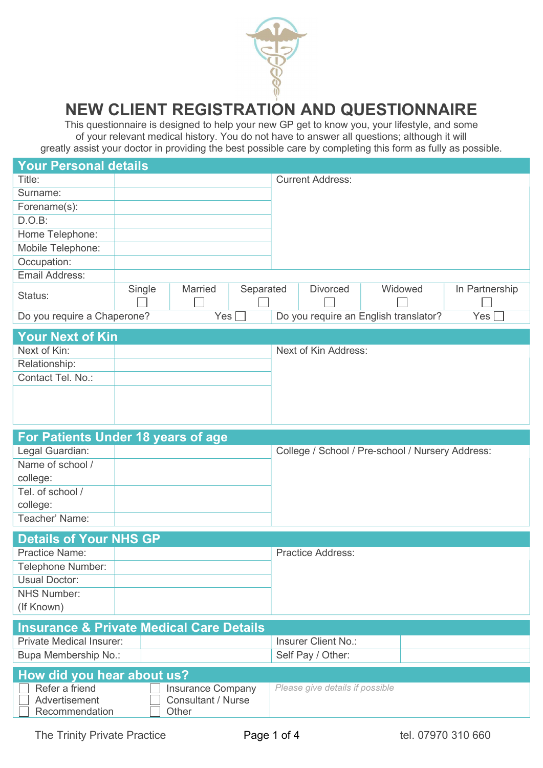# NEW CLIENT REGISTRATION AND QUESTIONNAIRE

This questionnaire is designed to help your new GP get to know you, your lifestyle, and some of your relevant medical history. You do not have to answer all questions; although it will greatly assist your doctor in providing the best possible care by completing this form as fully as possible.

## Your Personal details

| | | |
|---|---|---|
| Title: | | Current Address: |
| Surname: | | |
| Forename(s): | | |
| D.O.B: | | |
| Home Telephone: | | |
| Mobile Telephone: | | |
| Occupation: | | |
| Email Address: | | |

| Status: | Single ☐ | Married ☐ | Separated ☐ | Divorced ☐ | Widowed ☐ | In Partnership ☐ |
|---|---|---|---|---|---|---|

| | |
|---|---|
| Do you require a Chaperone? Yes ☐ | Do you require an English translator? Yes ☐ |

## Your Next of Kin

| | | |
|---|---|---|
| Next of Kin: | | Next of Kin Address: |
| Relationship: | | |
| Contact Tel. No.: | | |

## For Patients Under 18 years of age

| | | |
|---|---|---|
| Legal Guardian: | | College / School / Pre-school / Nursery Address: |
| Name of school / college: | | |
| Tel. of school / college: | | |
| Teacher' Name: | | |

## Details of Your NHS GP

| | | |
|---|---|---|
| Practice Name: | | Practice Address: |
| Telephone Number: | | |
| Usual Doctor: | | |
| NHS Number: (If Known) | | |

## Insurance & Private Medical Care Details

| | | | |
|---|---|---|---|
| Private Medical Insurer: | | Insurer Client No.: | |
| Bupa Membership No.: | | Self Pay / Other: | |

## How did you hear about us?

| | | |
|---|---|---|
| ☐ Refer a friend | ☐ Insurance Company | *Please give details if possible* |
| ☐ Advertisement | ☐ Consultant / Nurse | |
| ☐ Recommendation | ☐ Other | |

The Trinity Private Practice tel. 07970 310 660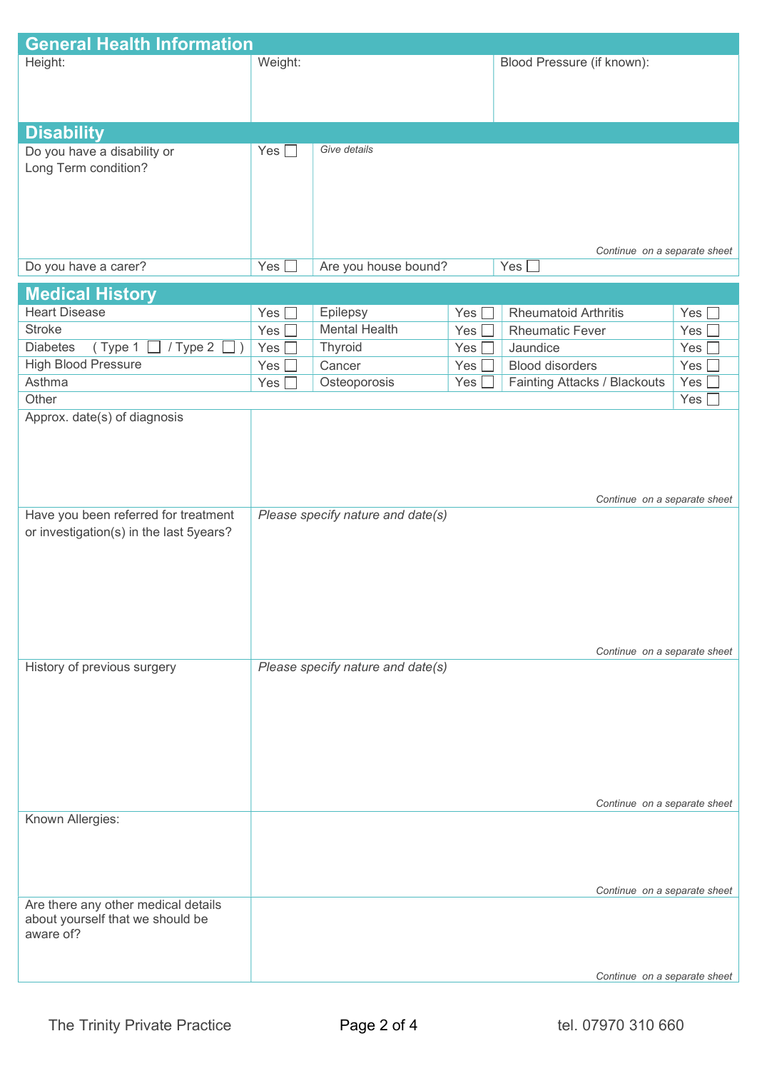## General Health Information

| Height: | Weight: | Blood Pressure (if known): |
|---|---|---|
| | | |

## Disability

| Do you have a disability or Long Term condition? | Yes ☐ | *Give details* <br><br> *Continue on a separate sheet* | |
|---|---|---|---|
| Do you have a carer? | Yes ☐ | Are you house bound? | Yes ☐ |

## Medical History

| | | | | | |
|---|---|---|---|---|---|
| Heart Disease | Yes ☐ | Epilepsy | Yes ☐ | Rheumatoid Arthritis | Yes ☐ |
| Stroke | Yes ☐ | Mental Health | Yes ☐ | Rheumatic Fever | Yes ☐ |
| Diabetes ( Type 1 ☐ / Type 2 ☐ ) | Yes ☐ | Thyroid | Yes ☐ | Jaundice | Yes ☐ |
| High Blood Pressure | Yes ☐ | Cancer | Yes ☐ | Blood disorders | Yes ☐ |
| Asthma | Yes ☐ | Osteoporosis | Yes ☐ | Fainting Attacks / Blackouts | Yes ☐ |
| Other | | | | | Yes ☐ |

| | |
|---|---|
| Approx. date(s) of diagnosis | *Continue on a separate sheet* |
| Have you been referred for treatment or investigation(s) in the last 5years? | *Please specify nature and date(s)* <br><br> *Continue on a separate sheet* |
| History of previous surgery | *Please specify nature and date(s)* <br><br> *Continue on a separate sheet* |
| Known Allergies: | *Continue on a separate sheet* |
| Are there any other medical details about yourself that we should be aware of? | *Continue on a separate sheet* |

The Trinity Private Practice — tel. 07970 310 660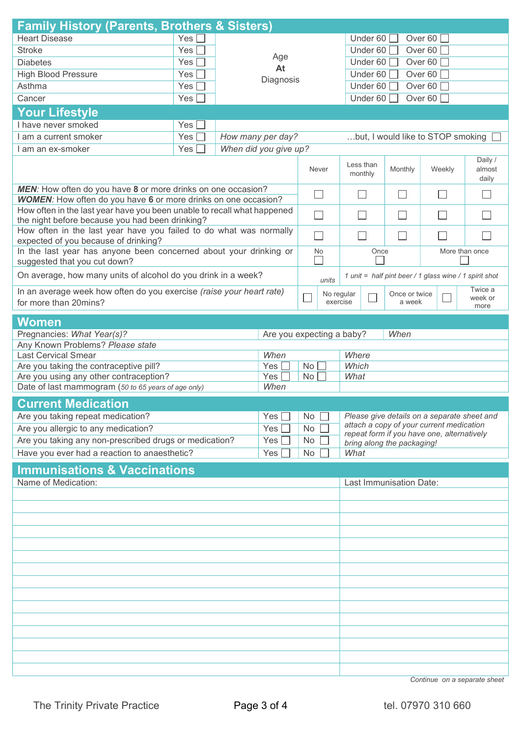## Family History (Parents, Brothers & Sisters)

| | | | |
|---|---|---|---|
| Heart Disease | Yes ☐ | Age At Diagnosis | Under 60 ☐ Over 60 ☐ |
| Stroke | Yes ☐ | | Under 60 ☐ Over 60 ☐ |
| Diabetes | Yes ☐ | | Under 60 ☐ Over 60 ☐ |
| High Blood Pressure | Yes ☐ | | Under 60 ☐ Over 60 ☐ |
| Asthma | Yes ☐ | | Under 60 ☐ Over 60 ☐ |
| Cancer | Yes ☐ | | Under 60 ☐ Over 60 ☐ |

## Your Lifestyle

| | | |
|---|---|---|
| I have never smoked | Yes ☐ | |
| I am a current smoker | Yes ☐ | *How many per day?* …but, I would like to STOP smoking ☐ |
| I am an ex-smoker | Yes ☐ | *When did you give up?* |

| | Never | Less than monthly | Monthly | Weekly | Daily / almost daily |
|---|---|---|---|---|---|
| ***MEN***: How often do you have **8** or more drinks on one occasion? ***WOMEN***: How often do you have **6** or more drinks on one occasion? | ☐ | ☐ | ☐ | ☐ | ☐ |
| How often in the last year have you been unable to recall what happened the night before because you had been drinking? | ☐ | ☐ | ☐ | ☐ | ☐ |
| How often in the last year have you failed to do what was normally expected of you because of drinking? | ☐ | ☐ | ☐ | ☐ | ☐ |
| In the last year has anyone been concerned about your drinking or suggested that you cut down? | No ☐ | Once ☐ | | More than once ☐ | |
| On average, how many units of alcohol do you drink in a week? | *units* | *1 unit = half pint beer / 1 glass wine / 1 spirit shot* | | | |
| In an average week how often do you exercise *(raise your heart rate)* for more than 20mins? | ☐ No regular exercise | ☐ Once or twice a week | | ☐ Twice a week or more | |

## Women

| | | |
|---|---|---|
| Pregnancies: *What Year(s)?* | Are you expecting a baby? | *When* |
| Any Known Problems? *Please state* | | |
| Last Cervical Smear | *When* | *Where* |
| Are you taking the contraceptive pill? | Yes ☐ No ☐ | *Which* |
| Are you using any other contraception? | Yes ☐ No ☐ | *What* |
| Date of last mammogram (*50 to 65 years of age only*) | *When* | |

## Current Medication

| | | | |
|---|---|---|---|
| Are you taking repeat medication? | Yes ☐ | No ☐ | *Please give details on a separate sheet and attach a copy of your current medication repeat form if you have one, alternatively bring along the packaging!* |
| Are you allergic to any medication? | Yes ☐ | No ☐ | |
| Are you taking any non-prescribed drugs or medication? | Yes ☐ | No ☐ | |
| Have you ever had a reaction to anaesthetic? | Yes ☐ | No ☐ | *What* |

## Immunisations & Vaccinations

| Name of Medication: | Last Immunisation Date: |
|---|---|
| | |
| | |
| | |
| | |
| | |
| | |
| | |
| | |
| | |
| | |
| | |
| | |
| | |
| | |
| | |

*Continue on a separate sheet*

The Trinity Private Practice tel. 07970 310 660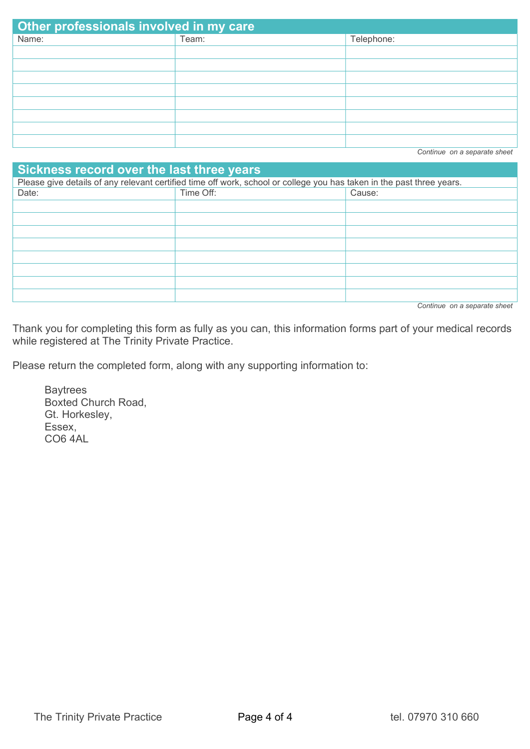## Other professionals involved in my care

| Name: | Team: | Telephone: |
|---|---|---|
| | | |
| | | |
| | | |
| | | |
| | | |
| | | |
| | | |
| | | |

*Continue on a separate sheet*

## Sickness record over the last three years

Please give details of any relevant certified time off work, school or college you has taken in the past three years.

| Date: | Time Off: | Cause: |
|---|---|---|
| | | |
| | | |
| | | |
| | | |
| | | |
| | | |
| | | |
| | | |

*Continue on a separate sheet*

Thank you for completing this form as fully as you can, this information forms part of your medical records while registered at The Trinity Private Practice.

Please return the completed form, along with any supporting information to:

Baytrees
Boxted Church Road,
Gt. Horkesley,
Essex,
CO6 4AL

The Trinity Private Practice — tel. 07970 310 660